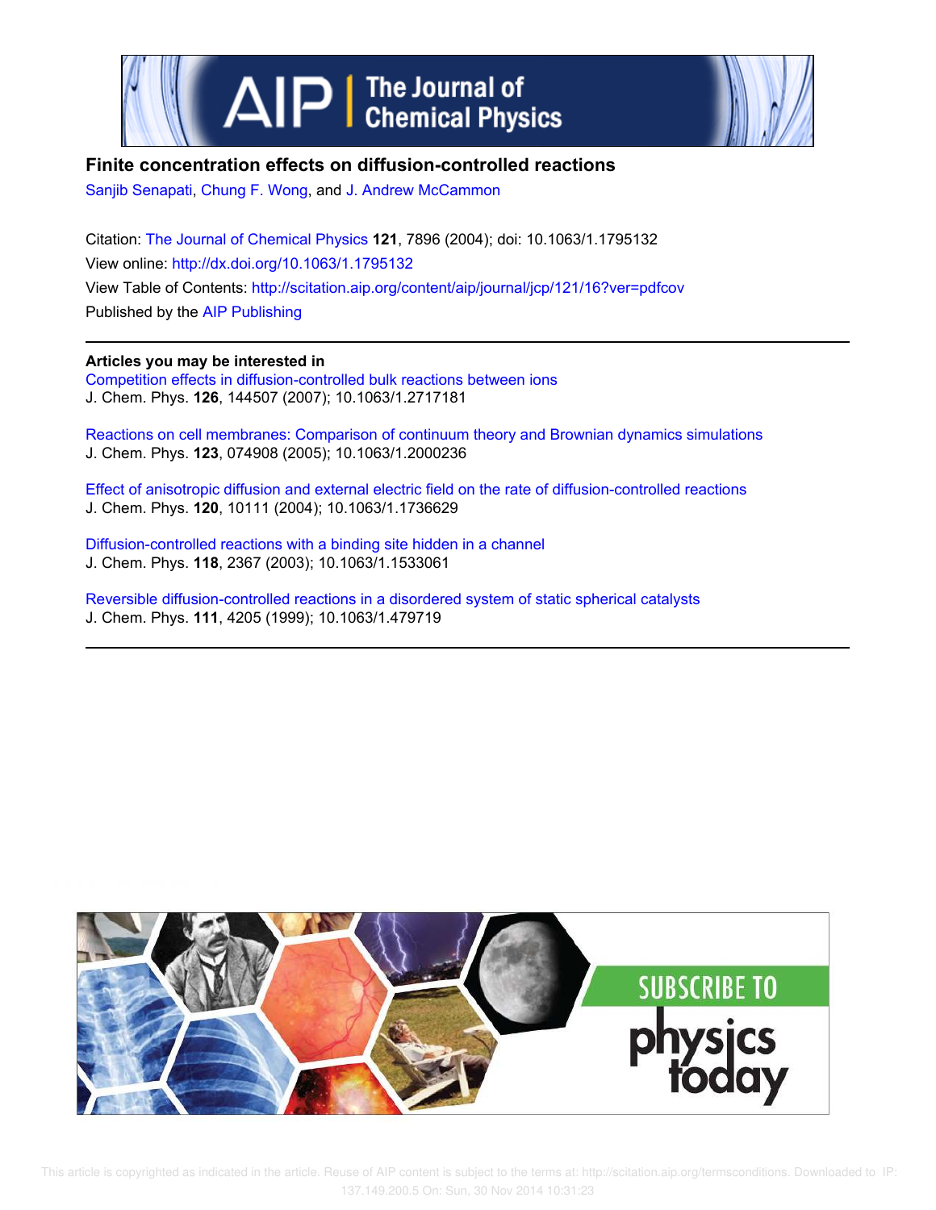# Finite concentration effects on diffusion-controlled reactions

Sanjib Senapati, Chung F. Wong, and J. Andrew McCammon

Citation: The Journal of Chemical Physics **121**, 7896 (2004); doi: 10.1063/1.1795132

View online: http://dx.doi.org/10.1063/1.1795132

View Table of Contents: http://scitation.aip.org/content/aip/journal/jcp/121/16?ver=pdfcov

Published by the AIP Publishing

**Articles you may be interested in**

Competition effects in diffusion-controlled bulk reactions between ions
J. Chem. Phys. **126**, 144507 (2007); 10.1063/1.2717181

Reactions on cell membranes: Comparison of continuum theory and Brownian dynamics simulations
J. Chem. Phys. **123**, 074908 (2005); 10.1063/1.2000236

Effect of anisotropic diffusion and external electric field on the rate of diffusion-controlled reactions
J. Chem. Phys. **120**, 10111 (2004); 10.1063/1.1736629

Diffusion-controlled reactions with a binding site hidden in a channel
J. Chem. Phys. **118**, 2367 (2003); 10.1063/1.1533061

Reversible diffusion-controlled reactions in a disordered system of static spherical catalysts
J. Chem. Phys. **111**, 4205 (1999); 10.1063/1.479719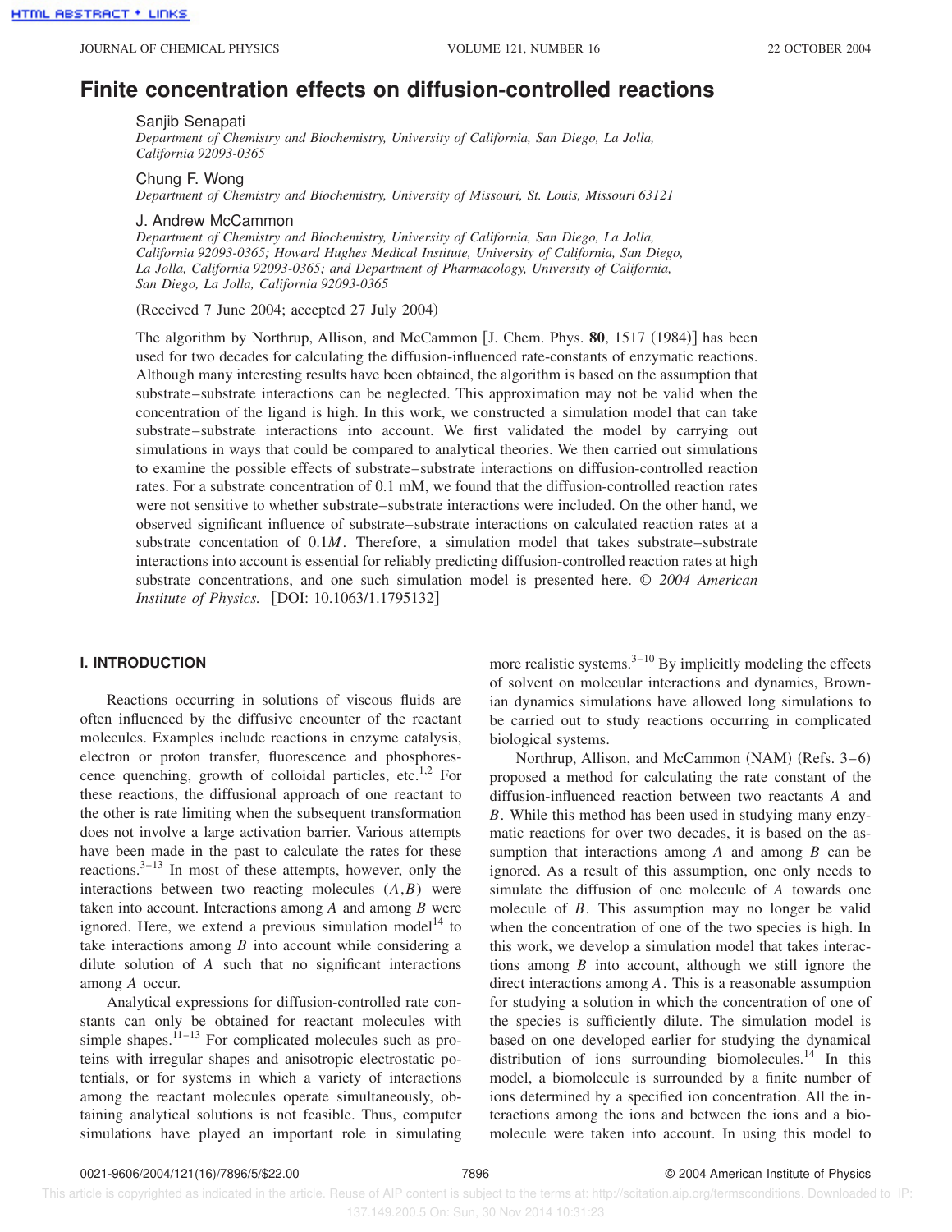# Finite concentration effects on diffusion-controlled reactions

Sanjib Senapati

*Department of Chemistry and Biochemistry, University of California, San Diego, La Jolla, California 92093-0365*

Chung F. Wong

*Department of Chemistry and Biochemistry, University of Missouri, St. Louis, Missouri 63121*

J. Andrew McCammon

*Department of Chemistry and Biochemistry, University of California, San Diego, La Jolla, California 92093-0365; Howard Hughes Medical Institute, University of California, San Diego, La Jolla, California 92093-0365; and Department of Pharmacology, University of California, San Diego, La Jolla, California 92093-0365*

(Received 7 June 2004; accepted 27 July 2004)

The algorithm by Northrup, Allison, and McCammon [J. Chem. Phys. **80**, 1517 (1984)] has been used for two decades for calculating the diffusion-influenced rate-constants of enzymatic reactions. Although many interesting results have been obtained, the algorithm is based on the assumption that substrate–substrate interactions can be neglected. This approximation may not be valid when the concentration of the ligand is high. In this work, we constructed a simulation model that can take substrate–substrate interactions into account. We first validated the model by carrying out simulations in ways that could be compared to analytical theories. We then carried out simulations to examine the possible effects of substrate–substrate interactions on diffusion-controlled reaction rates. For a substrate concentration of 0.1 mM, we found that the diffusion-controlled reaction rates were not sensitive to whether substrate–substrate interactions were included. On the other hand, we observed significant influence of substrate–substrate interactions on calculated reaction rates at a substrate concentation of 0.1*M*. Therefore, a simulation model that takes substrate–substrate interactions into account is essential for reliably predicting diffusion-controlled reaction rates at high substrate concentrations, and one such simulation model is presented here. © *2004 American Institute of Physics.* [DOI: 10.1063/1.1795132]

## I. INTRODUCTION

Reactions occurring in solutions of viscous fluids are often influenced by the diffusive encounter of the reactant molecules. Examples include reactions in enzyme catalysis, electron or proton transfer, fluorescence and phosphorescence quenching, growth of colloidal particles, etc.[1,2] For these reactions, the diffusional approach of one reactant to the other is rate limiting when the subsequent transformation does not involve a large activation barrier. Various attempts have been made in the past to calculate the rates for these reactions.[3–13] In most of these attempts, however, only the interactions between two reacting molecules $(A,B)$ were taken into account. Interactions among $A$ and among $B$ were ignored. Here, we extend a previous simulation model[14] to take interactions among $B$ into account while considering a dilute solution of $A$ such that no significant interactions among $A$ occur.

Analytical expressions for diffusion-controlled rate constants can only be obtained for reactant molecules with simple shapes.[11–13] For complicated molecules such as proteins with irregular shapes and anisotropic electrostatic potentials, or for systems in which a variety of interactions among the reactant molecules operate simultaneously, obtaining analytical solutions is not feasible. Thus, computer simulations have played an important role in simulating more realistic systems.[3–10] By implicitly modeling the effects of solvent on molecular interactions and dynamics, Brownian dynamics simulations have allowed long simulations to be carried out to study reactions occurring in complicated biological systems.

Northrup, Allison, and McCammon (NAM) (Refs. 3–6) proposed a method for calculating the rate constant of the diffusion-influenced reaction between two reactants $A$ and $B$. While this method has been used in studying many enzymatic reactions for over two decades, it is based on the assumption that interactions among $A$ and among $B$ can be ignored. As a result of this assumption, one only needs to simulate the diffusion of one molecule of $A$ towards one molecule of $B$. This assumption may no longer be valid when the concentration of one of the two species is high. In this work, we develop a simulation model that takes interactions among $B$ into account, although we still ignore the direct interactions among $A$. This is a reasonable assumption for studying a solution in which the concentration of one of the species is sufficiently dilute. The simulation model is based on one developed earlier for studying the dynamical distribution of ions surrounding biomolecules.[14] In this model, a biomolecule is surrounded by a finite number of ions determined by a specified ion concentration. All the interactions among the ions and between the ions and a biomolecule were taken into account. In using this model to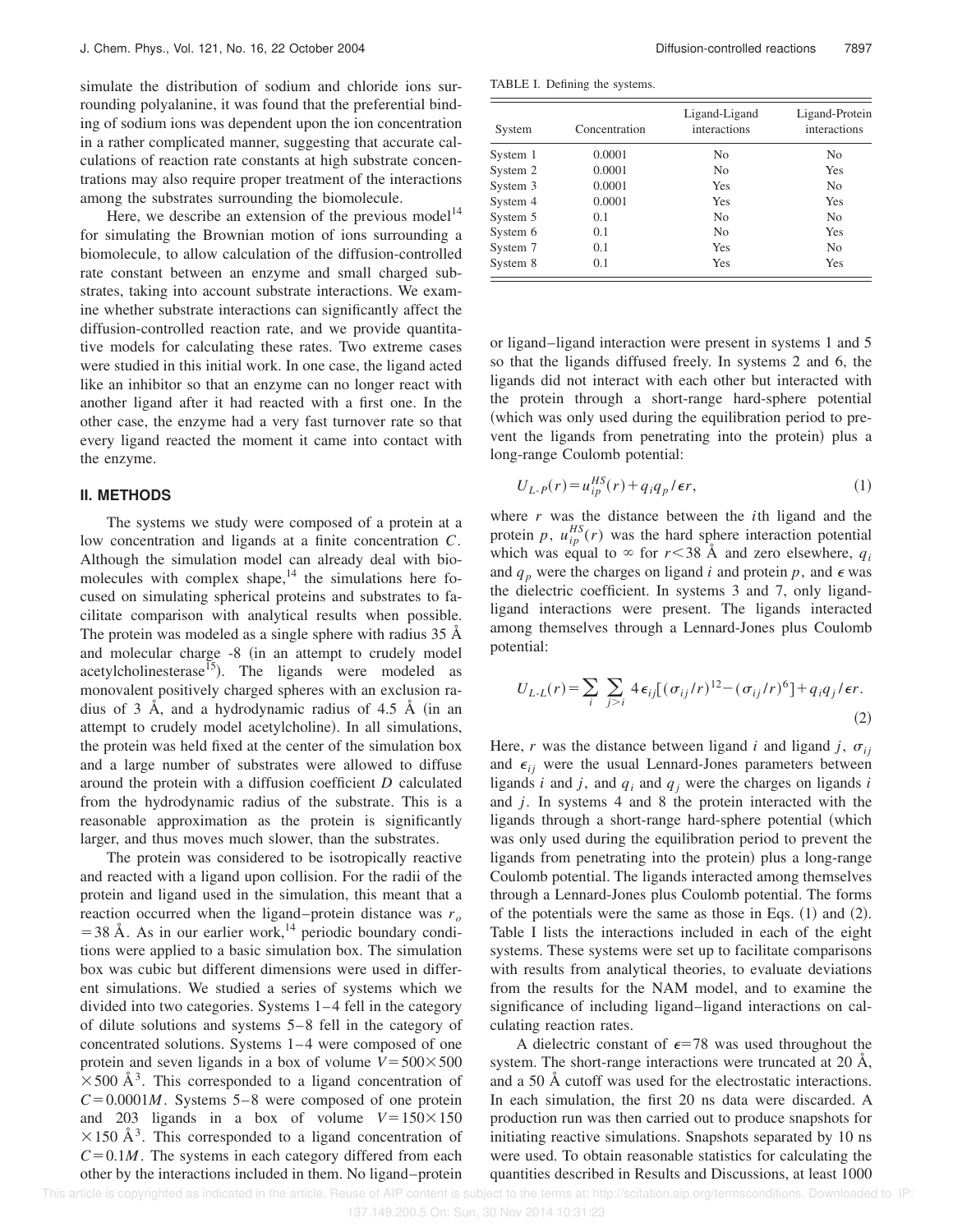simulate the distribution of sodium and chloride ions surrounding polyalanine, it was found that the preferential binding of sodium ions was dependent upon the ion concentration in a rather complicated manner, suggesting that accurate calculations of reaction rate constants at high substrate concentrations may also require proper treatment of the interactions among the substrates surrounding the biomolecule.

Here, we describe an extension of the previous model[14] for simulating the Brownian motion of ions surrounding a biomolecule, to allow calculation of the diffusion-controlled rate constant between an enzyme and small charged substrates, taking into account substrate interactions. We examine whether substrate interactions can significantly affect the diffusion-controlled reaction rate, and we provide quantitative models for calculating these rates. Two extreme cases were studied in this initial work. In one case, the ligand acted like an inhibitor so that an enzyme can no longer react with another ligand after it had reacted with a first one. In the other case, the enzyme had a very fast turnover rate so that every ligand reacted the moment it came into contact with the enzyme.

## II. METHODS

The systems we study were composed of a protein at a low concentration and ligands at a finite concentration $C$. Although the simulation model can already deal with biomolecules with complex shape,[14] the simulations here focused on simulating spherical proteins and substrates to facilitate comparison with analytical results when possible. The protein was modeled as a single sphere with radius 35 Å and molecular charge -8 (in an attempt to crudely model acetylcholinesterase[15]). The ligands were modeled as monovalent positively charged spheres with an exclusion radius of 3 Å, and a hydrodynamic radius of 4.5 Å (in an attempt to crudely model acetylcholine). In all simulations, the protein was held fixed at the center of the simulation box and a large number of substrates were allowed to diffuse around the protein with a diffusion coefficient $D$ calculated from the hydrodynamic radius of the substrate. This is a reasonable approximation as the protein is significantly larger, and thus moves much slower, than the substrates.

The protein was considered to be isotropically reactive and reacted with a ligand upon collision. For the radii of the protein and ligand used in the simulation, this meant that a reaction occurred when the ligand–protein distance was $r_o = 38$ Å. As in our earlier work,[14] periodic boundary conditions were applied to a basic simulation box. The simulation box was cubic but different dimensions were used in different simulations. We studied a series of systems which we divided into two categories. Systems 1–4 fell in the category of dilute solutions and systems 5–8 fell in the category of concentrated solutions. Systems 1–4 were composed of one protein and seven ligands in a box of volume $V = 500 \times 500 \times 500$ Å$^3$. This corresponded to a ligand concentration of $C = 0.0001M$. Systems 5–8 were composed of one protein and 203 ligands in a box of volume $V = 150 \times 150 \times 150$ Å$^3$. This corresponded to a ligand concentration of $C = 0.1M$. The systems in each category differed from each other by the interactions included in them. No ligand–protein

TABLE I. Defining the systems.

| System | Concentration | Ligand-Ligand interactions | Ligand-Protein interactions |
|---|---|---|---|
| System 1 | 0.0001 | No | No |
| System 2 | 0.0001 | No | Yes |
| System 3 | 0.0001 | Yes | No |
| System 4 | 0.0001 | Yes | Yes |
| System 5 | 0.1 | No | No |
| System 6 | 0.1 | No | Yes |
| System 7 | 0.1 | Yes | No |
| System 8 | 0.1 | Yes | Yes |

or ligand–ligand interaction were present in systems 1 and 5 so that the ligands diffused freely. In systems 2 and 6, the ligands did not interact with each other but interacted with the protein through a short-range hard-sphere potential (which was only used during the equilibration period to prevent the ligands from penetrating into the protein) plus a long-range Coulomb potential:

$$U_{L\text{-}P}(r) = u_{ip}^{HS}(r) + q_i q_p / \epsilon r, \tag{1}$$

where $r$ was the distance between the $i$th ligand and the protein $p$, $u_{ip}^{HS}(r)$ was the hard sphere interaction potential which was equal to $\infty$ for $r < 38$ Å and zero elsewhere, $q_i$ and $q_p$ were the charges on ligand $i$ and protein $p$, and $\epsilon$ was the dielectric coefficient. In systems 3 and 7, only ligand-ligand interactions were present. The ligands interacted among themselves through a Lennard-Jones plus Coulomb potential:

$$U_{L\text{-}L}(r) = \sum_i \sum_{j>i} 4\epsilon_{ij}[(\sigma_{ij}/r)^{12} - (\sigma_{ij}/r)^6] + q_i q_j / \epsilon r. \tag{2}$$

Here, $r$ was the distance between ligand $i$ and ligand $j$, $\sigma_{ij}$ and $\epsilon_{ij}$ were the usual Lennard-Jones parameters between ligands $i$ and $j$, and $q_i$ and $q_j$ were the charges on ligands $i$ and $j$. In systems 4 and 8 the protein interacted with the ligands through a short-range hard-sphere potential (which was only used during the equilibration period to prevent the ligands from penetrating into the protein) plus a long-range Coulomb potential. The ligands interacted among themselves through a Lennard-Jones plus Coulomb potential. The forms of the potentials were the same as those in Eqs. (1) and (2). Table I lists the interactions included in each of the eight systems. These systems were set up to facilitate comparisons with results from analytical theories, to evaluate deviations from the results for the NAM model, and to examine the significance of including ligand–ligand interactions on calculating reaction rates.

A dielectric constant of $\epsilon = 78$ was used throughout the system. The short-range interactions were truncated at 20 Å, and a 50 Å cutoff was used for the electrostatic interactions. In each simulation, the first 20 ns data were discarded. A production run was then carried out to produce snapshots for initiating reactive simulations. Snapshots separated by 10 ns were used. To obtain reasonable statistics for calculating the quantities described in Results and Discussions, at least 1000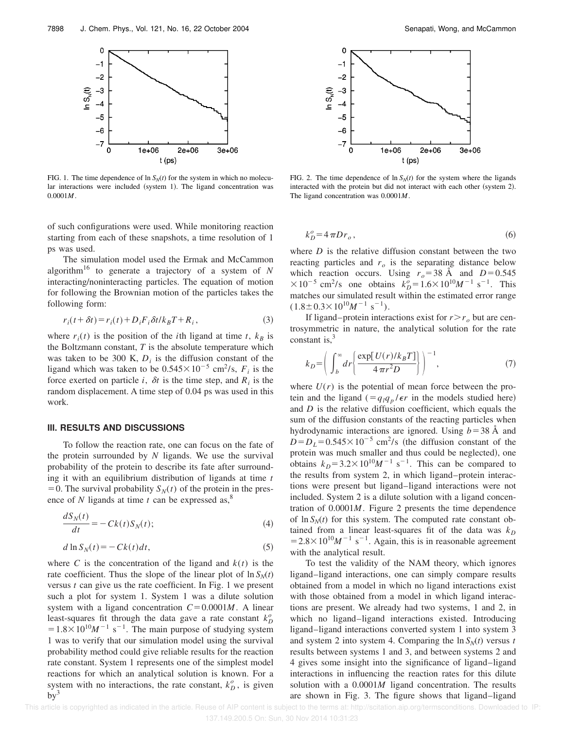FIG. 1. The time dependence of $\ln S_N(t)$ for the system in which no molecular interactions were included (system 1). The ligand concentration was $0.0001M$.

FIG. 2. The time dependence of $\ln S_N(t)$ for the system where the ligands interacted with the protein but did not interact with each other (system 2). The ligand concentration was $0.0001M$.

of such configurations were used. While monitoring reaction starting from each of these snapshots, a time resolution of 1 ps was used.

The simulation model used the Ermak and McCammon algorithm[16] to generate a trajectory of a system of $N$ interacting/noninteracting particles. The equation of motion for following the Brownian motion of the particles takes the following form:

$$r_i(t+\delta t) = r_i(t) + D_i F_i \delta t / k_B T + R_i, \tag{3}$$

where $r_i(t)$ is the position of the $i$th ligand at time $t$, $k_B$ is the Boltzmann constant, $T$ is the absolute temperature which was taken to be 300 K, $D_i$ is the diffusion constant of the ligand which was taken to be $0.545 \times 10^{-5}$ cm$^2$/s, $F_i$ is the force exerted on particle $i$, $\delta t$ is the time step, and $R_i$ is the random displacement. A time step of 0.04 ps was used in this work.

## III. RESULTS AND DISCUSSIONS

To follow the reaction rate, one can focus on the fate of the protein surrounded by $N$ ligands. We use the survival probability of the protein to describe its fate after surrounding it with an equilibrium distribution of ligands at time $t = 0$. The survival probability $S_N(t)$ of the protein in the presence of $N$ ligands at time $t$ can be expressed as,[8]

$$\frac{dS_N(t)}{dt} = -Ck(t)S_N(t); \tag{4}$$

$$d \ln S_N(t) = -Ck(t)dt, \tag{5}$$

where $C$ is the concentration of the ligand and $k(t)$ is the rate coefficient. Thus the slope of the linear plot of $\ln S_N(t)$ versus $t$ can give us the rate coefficient. In Fig. 1 we present such a plot for system 1. System 1 was a dilute solution system with a ligand concentration $C = 0.0001M$. A linear least-squares fit through the data gave a rate constant $k_D^o = 1.8 \times 10^{10} M^{-1}$ s$^{-1}$. The main purpose of studying system 1 was to verify that our simulation model using the survival probability method could give reliable results for the reaction rate constant. System 1 represents one of the simplest model reactions for which an analytical solution is known. For a system with no interactions, the rate constant, $k_D^o$, is given by[3]

$$k_D^o = 4\pi D r_o, \tag{6}$$

where $D$ is the relative diffusion constant between the two reacting particles and $r_o$ is the separating distance below which reaction occurs. Using $r_o = 38$ Å and $D = 0.545 \times 10^{-5}$ cm$^2$/s one obtains $k_D^o = 1.6 \times 10^{10} M^{-1}$ s$^{-1}$. This matches our simulated result within the estimated error range $(1.8 \pm 0.3 \times 10^{10} M^{-1}$ s$^{-1})$.

If ligand–protein interactions exist for $r > r_o$ but are centrosymmetric in nature, the analytical solution for the rate constant is,[3]

$$k_D = \left( \int_b^\infty dr \left\{ \frac{\exp[U(r)/k_B T]}{4\pi r^2 D} \right\} \right)^{-1}, \tag{7}$$

where $U(r)$ is the potential of mean force between the protein and the ligand ($= q_l q_p / \epsilon r$ in the models studied here) and $D$ is the relative diffusion coefficient, which equals the sum of the diffusion constants of the reacting particles when hydrodynamic interactions are ignored. Using $b = 38$ Å and $D = D_L = 0.545 \times 10^{-5}$ cm$^2$/s (the diffusion constant of the protein was much smaller and thus could be neglected), one obtains $k_D = 3.2 \times 10^{10} M^{-1}$ s$^{-1}$. This can be compared to the results from system 2, in which ligand–protein interactions were present but ligand–ligand interactions were not included. System 2 is a dilute solution with a ligand concentration of $0.0001M$. Figure 2 presents the time dependence of $\ln S_N(t)$ for this system. The computed rate constant obtained from a linear least-squares fit of the data was $k_D = 2.8 \times 10^{10} M^{-1}$ s$^{-1}$. Again, this is in reasonable agreement with the analytical result.

To test the validity of the NAM theory, which ignores ligand–ligand interactions, one can simply compare results obtained from a model in which no ligand interactions exist with those obtained from a model in which ligand interactions are present. We already had two systems, 1 and 2, in which no ligand–ligand interactions existed. Introducing ligand–ligand interactions converted system 1 into system 3 and system 2 into system 4. Comparing the $\ln S_N(t)$ versus $t$ results between systems 1 and 3, and between systems 2 and 4 gives some insight into the significance of ligand–ligand interactions in influencing the reaction rates for this dilute solution with a $0.0001M$ ligand concentration. The results are shown in Fig. 3. The figure shows that ligand–ligand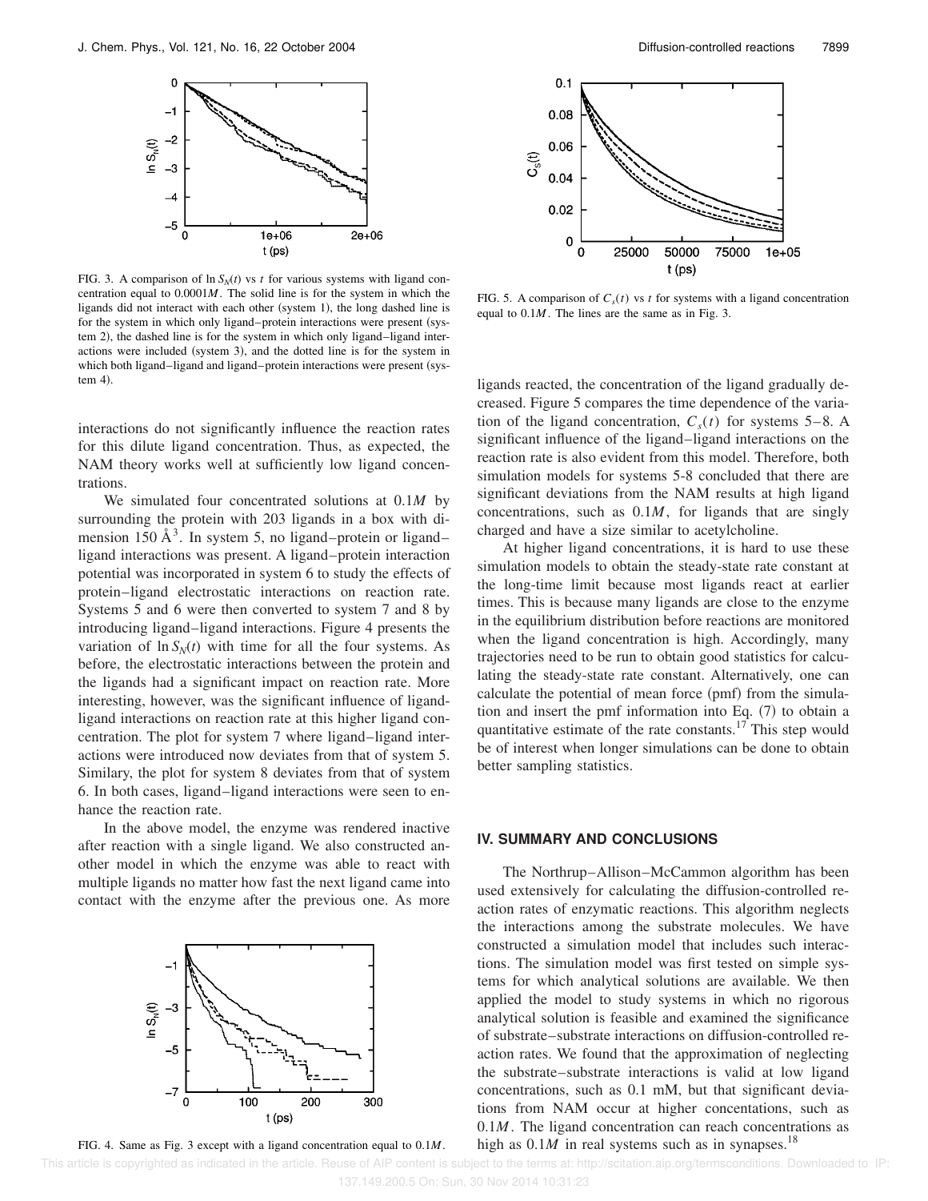FIG. 3. A comparison of $\ln S_N(t)$ vs $t$ for various systems with ligand concentration equal to $0.0001M$. The solid line is for the system in which the ligands did not interact with each other (system 1), the long dashed line is for the system in which only ligand–protein interactions were present (system 2), the dashed line is for the system in which only ligand–ligand interactions were included (system 3), and the dotted line is for the system in which both ligand–ligand and ligand–protein interactions were present (system 4).

interactions do not significantly influence the reaction rates for this dilute ligand concentration. Thus, as expected, the NAM theory works well at sufficiently low ligand concentrations.

We simulated four concentrated solutions at $0.1M$ by surrounding the protein with 203 ligands in a box with dimension 150 Å$^3$. In system 5, no ligand–protein or ligand–ligand interactions was present. A ligand–protein interaction potential was incorporated in system 6 to study the effects of protein–ligand electrostatic interactions on reaction rate. Systems 5 and 6 were then converted to system 7 and 8 by introducing ligand–ligand interactions. Figure 4 presents the variation of $\ln S_N(t)$ with time for all the four systems. As before, the electrostatic interactions between the protein and the ligands had a significant impact on reaction rate. More interesting, however, was the significant influence of ligand-ligand interactions on reaction rate at this higher ligand concentration. The plot for system 7 where ligand–ligand interactions were introduced now deviates from that of system 5. Similary, the plot for system 8 deviates from that of system 6. In both cases, ligand–ligand interactions were seen to enhance the reaction rate.

In the above model, the enzyme was rendered inactive after reaction with a single ligand. We also constructed another model in which the enzyme was able to react with multiple ligands no matter how fast the next ligand came into contact with the enzyme after the previous one. As more

FIG. 4. Same as Fig. 3 except with a ligand concentration equal to $0.1M$.

FIG. 5. A comparison of $C_s(t)$ vs $t$ for systems with a ligand concentration equal to $0.1M$. The lines are the same as in Fig. 3.

ligands reacted, the concentration of the ligand gradually decreased. Figure 5 compares the time dependence of the variation of the ligand concentration, $C_s(t)$ for systems 5–8. A significant influence of the ligand–ligand interactions on the reaction rate is also evident from this model. Therefore, both simulation models for systems 5-8 concluded that there are significant deviations from the NAM results at high ligand concentrations, such as $0.1M$, for ligands that are singly charged and have a size similar to acetylcholine.

At higher ligand concentrations, it is hard to use these simulation models to obtain the steady-state rate constant at the long-time limit because most ligands react at earlier times. This is because many ligands are close to the enzyme in the equilibrium distribution before reactions are monitored when the ligand concentration is high. Accordingly, many trajectories need to be run to obtain good statistics for calculating the steady-state rate constant. Alternatively, one can calculate the potential of mean force (pmf) from the simulation and insert the pmf information into Eq. (7) to obtain a quantitative estimate of the rate constants.[17] This step would be of interest when longer simulations can be done to obtain better sampling statistics.

## IV. SUMMARY AND CONCLUSIONS

The Northrup–Allison–McCammon algorithm has been used extensively for calculating the diffusion-controlled reaction rates of enzymatic reactions. This algorithm neglects the interactions among the substrate molecules. We have constructed a simulation model that includes such interactions. The simulation model was first tested on simple systems for which analytical solutions are available. We then applied the model to study systems in which no rigorous analytical solution is feasible and examined the significance of substrate–substrate interactions on diffusion-controlled reaction rates. We found that the approximation of neglecting the substrate–substrate interactions is valid at low ligand concentrations, such as 0.1 mM, but that significant deviations from NAM occur at higher concentations, such as $0.1M$. The ligand concentration can reach concentrations as high as $0.1M$ in real systems such as in synapses.[18]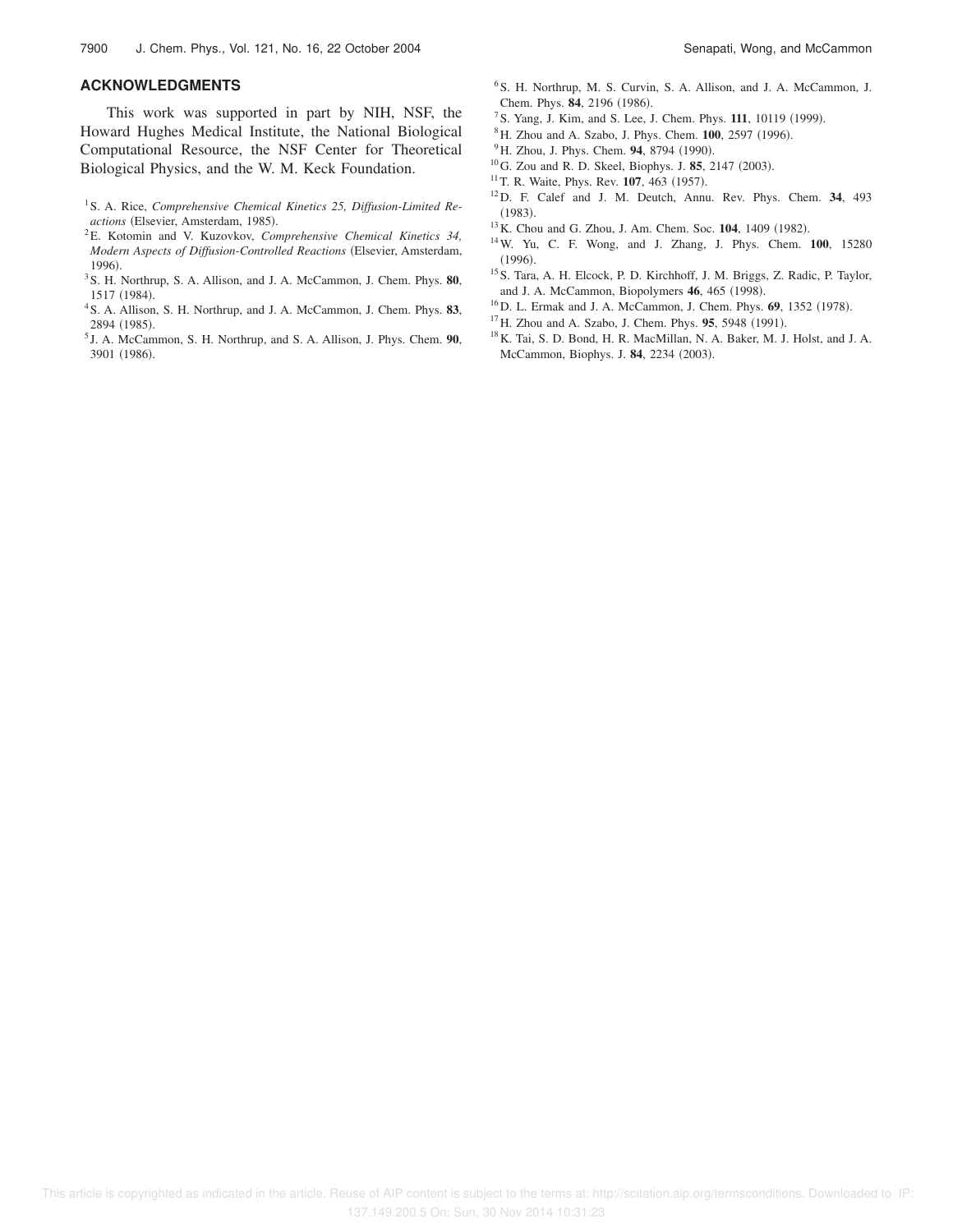## ACKNOWLEDGMENTS

This work was supported in part by NIH, NSF, the Howard Hughes Medical Institute, the National Biological Computational Resource, the NSF Center for Theoretical Biological Physics, and the W. M. Keck Foundation.

[1] S. A. Rice, *Comprehensive Chemical Kinetics 25, Diffusion-Limited Reactions* (Elsevier, Amsterdam, 1985).

[2] E. Kotomin and V. Kuzovkov, *Comprehensive Chemical Kinetics 34, Modern Aspects of Diffusion-Controlled Reactions* (Elsevier, Amsterdam, 1996).

[3] S. H. Northrup, S. A. Allison, and J. A. McCammon, J. Chem. Phys. **80**, 1517 (1984).

[4] S. A. Allison, S. H. Northrup, and J. A. McCammon, J. Chem. Phys. **83**, 2894 (1985).

[5] J. A. McCammon, S. H. Northrup, and S. A. Allison, J. Phys. Chem. **90**, 3901 (1986).

[6] S. H. Northrup, M. S. Curvin, S. A. Allison, and J. A. McCammon, J. Chem. Phys. **84**, 2196 (1986).

[7] S. Yang, J. Kim, and S. Lee, J. Chem. Phys. **111**, 10119 (1999).

[8] H. Zhou and A. Szabo, J. Phys. Chem. **100**, 2597 (1996).

[9] H. Zhou, J. Phys. Chem. **94**, 8794 (1990).

[10] G. Zou and R. D. Skeel, Biophys. J. **85**, 2147 (2003).

[11] T. R. Waite, Phys. Rev. **107**, 463 (1957).

[12] D. F. Calef and J. M. Deutch, Annu. Rev. Phys. Chem. **34**, 493 (1983).

[13] K. Chou and G. Zhou, J. Am. Chem. Soc. **104**, 1409 (1982).

[14] W. Yu, C. F. Wong, and J. Zhang, J. Phys. Chem. **100**, 15280 (1996).

[15] S. Tara, A. H. Elcock, P. D. Kirchhoff, J. M. Briggs, Z. Radic, P. Taylor, and J. A. McCammon, Biopolymers **46**, 465 (1998).

[16] D. L. Ermak and J. A. McCammon, J. Chem. Phys. **69**, 1352 (1978).

[17] H. Zhou and A. Szabo, J. Chem. Phys. **95**, 5948 (1991).

[18] K. Tai, S. D. Bond, H. R. MacMillan, N. A. Baker, M. J. Holst, and J. A. McCammon, Biophys. J. **84**, 2234 (2003).